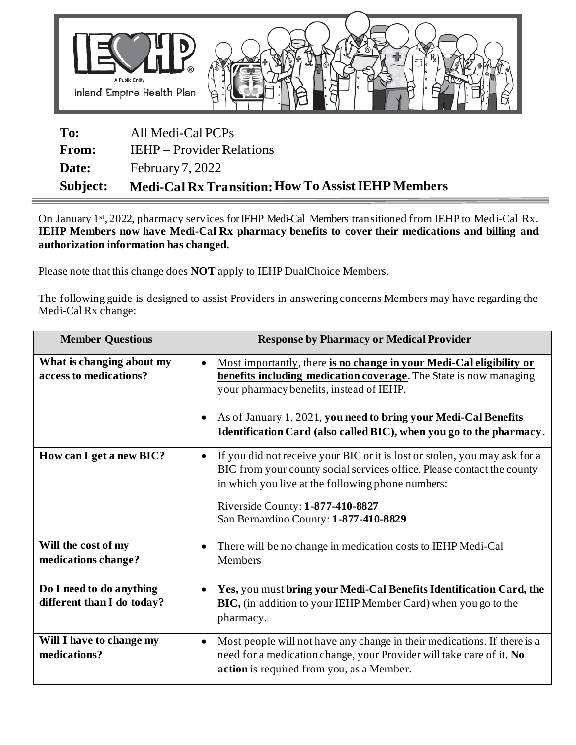Inland Empire Health Plan

| | |
|---|---|
| **To:** | All Medi-Cal PCPs |
| **From:** | IEHP – Provider Relations |
| **Date:** | February 7, 2022 |
| **Subject:** | **Medi-Cal Rx Transition: How To Assist IEHP Members** |

On January 1st, 2022, pharmacy services for IEHP Medi-Cal Members transitioned from IEHP to Medi-Cal Rx. **IEHP Members now have Medi-Cal Rx pharmacy benefits to cover their medications and billing and authorization information has changed.**

Please note that this change does **NOT** apply to IEHP DualChoice Members.

The following guide is designed to assist Providers in answering concerns Members may have regarding the Medi-Cal Rx change:

| Member Questions | Response by Pharmacy or Medical Provider |
|---|---|
| **What is changing about my access to medications?** | • Most importantly, there **is no change in your Medi-Cal eligibility or benefits including medication coverage**. The State is now managing your pharmacy benefits, instead of IEHP.<br><br>• As of January 1, 2021, **you need to bring your Medi-Cal Benefits Identification Card (also called BIC), when you go to the pharmacy**. |
| **How can I get a new BIC?** | • If you did not receive your BIC or it is lost or stolen, you may ask for a BIC from your county social services office. Please contact the county in which you live at the following phone numbers:<br><br>Riverside County: **1-877-410-8827**<br>San Bernardino County: **1-877-410-8829** |
| **Will the cost of my medications change?** | • There will be no change in medication costs to IEHP Medi-Cal Members |
| **Do I need to do anything different than I do today?** | • **Yes,** you must **bring your Medi-Cal Benefits Identification Card, the BIC,** (in addition to your IEHP Member Card) when you go to the pharmacy. |
| **Will I have to change my medications?** | • Most people will not have any change in their medications. If there is a need for a medication change, your Provider will take care of it. **No action** is required from you, as a Member. |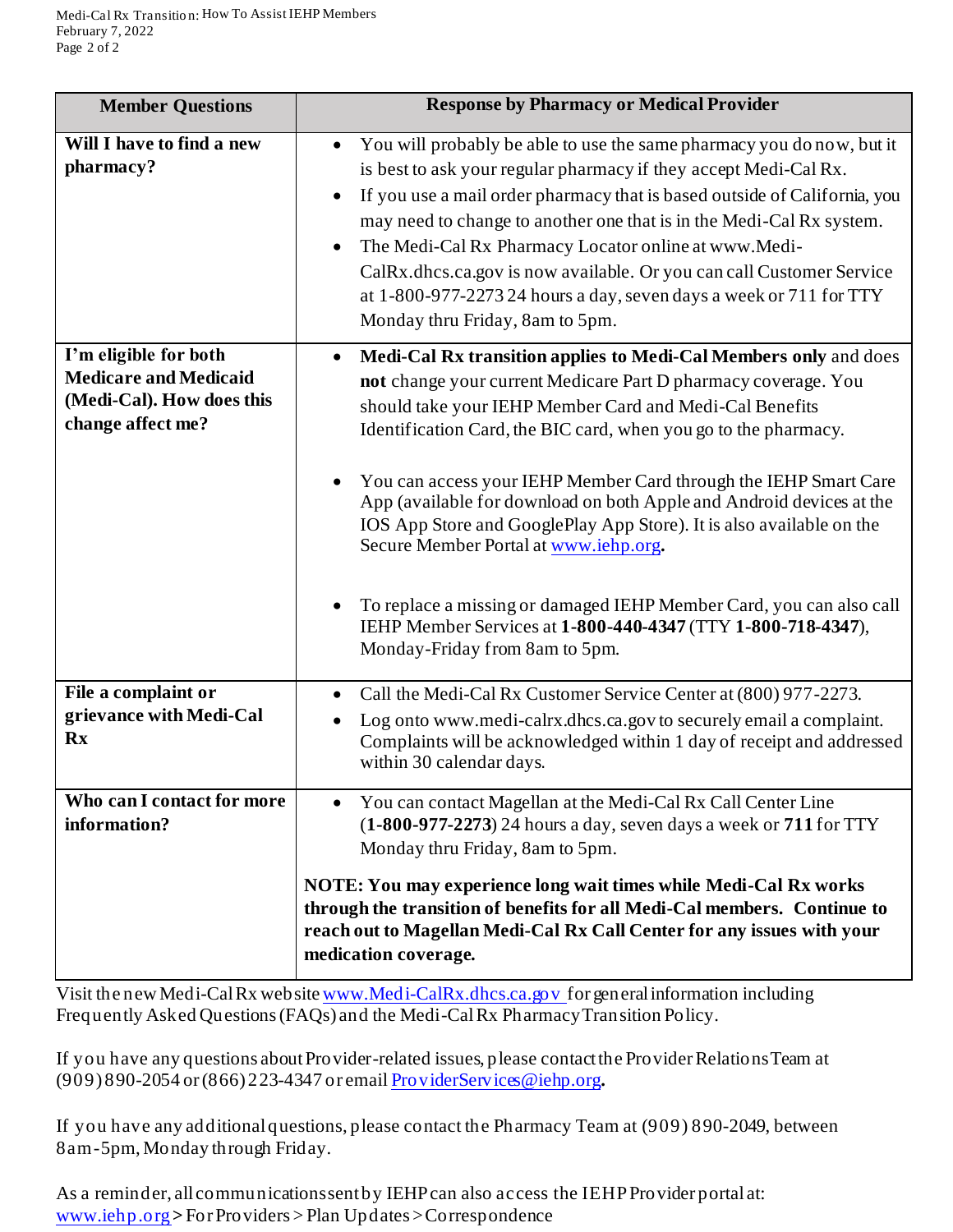| Member Questions | Response by Pharmacy or Medical Provider |
| --- | --- |
| **Will I have to find a new pharmacy?** | • You will probably be able to use the same pharmacy you do now, but it is best to ask your regular pharmacy if they accept Medi-Cal Rx.<br>• If you use a mail order pharmacy that is based outside of California, you may need to change to another one that is in the Medi-Cal Rx system.<br>• The Medi-Cal Rx Pharmacy Locator online at www.Medi-CalRx.dhcs.ca.gov is now available. Or you can call Customer Service at 1-800-977-2273 24 hours a day, seven days a week or 711 for TTY Monday thru Friday, 8am to 5pm. |
| **I'm eligible for both Medicare and Medicaid (Medi-Cal). How does this change affect me?** | • **Medi-Cal Rx transition applies to Medi-Cal Members only** and does **not** change your current Medicare Part D pharmacy coverage. You should take your IEHP Member Card and Medi-Cal Benefits Identification Card, the BIC card, when you go to the pharmacy.<br>• You can access your IEHP Member Card through the IEHP Smart Care App (available for download on both Apple and Android devices at the IOS App Store and GooglePlay App Store). It is also available on the Secure Member Portal at www.iehp.org.<br>• To replace a missing or damaged IEHP Member Card, you can also call IEHP Member Services at **1-800-440-4347** (TTY **1-800-718-4347**), Monday-Friday from 8am to 5pm. |
| **File a complaint or grievance with Medi-Cal Rx** | • Call the Medi-Cal Rx Customer Service Center at (800) 977-2273.<br>• Log onto www.medi-calrx.dhcs.ca.gov to securely email a complaint. Complaints will be acknowledged within 1 day of receipt and addressed within 30 calendar days. |
| **Who can I contact for more information?** | • You can contact Magellan at the Medi-Cal Rx Call Center Line (**1-800-977-2273**) 24 hours a day, seven days a week or **711** for TTY Monday thru Friday, 8am to 5pm.<br><br>**NOTE: You may experience long wait times while Medi-Cal Rx works through the transition of benefits for all Medi-Cal members. Continue to reach out to Magellan Medi-Cal Rx Call Center for any issues with your medication coverage.** |

Visit the new Medi-Cal Rx website www.Medi-CalRx.dhcs.ca.gov for general information including Frequently Asked Questions (FAQs) and the Medi-Cal Rx Pharmacy Transition Policy.

If you have any questions about Provider-related issues, please contact the Provider Relations Team at (909) 890-2054 or (866) 223-4347 or email ProviderServices@iehp.org.

If you have any additional questions, please contact the Pharmacy Team at (909) 890-2049, between 8am-5pm, Monday through Friday.

As a reminder, all communications sent by IEHP can also access the IEHP Provider portal at: www.iehp.org > For Providers > Plan Updates > Correspondence